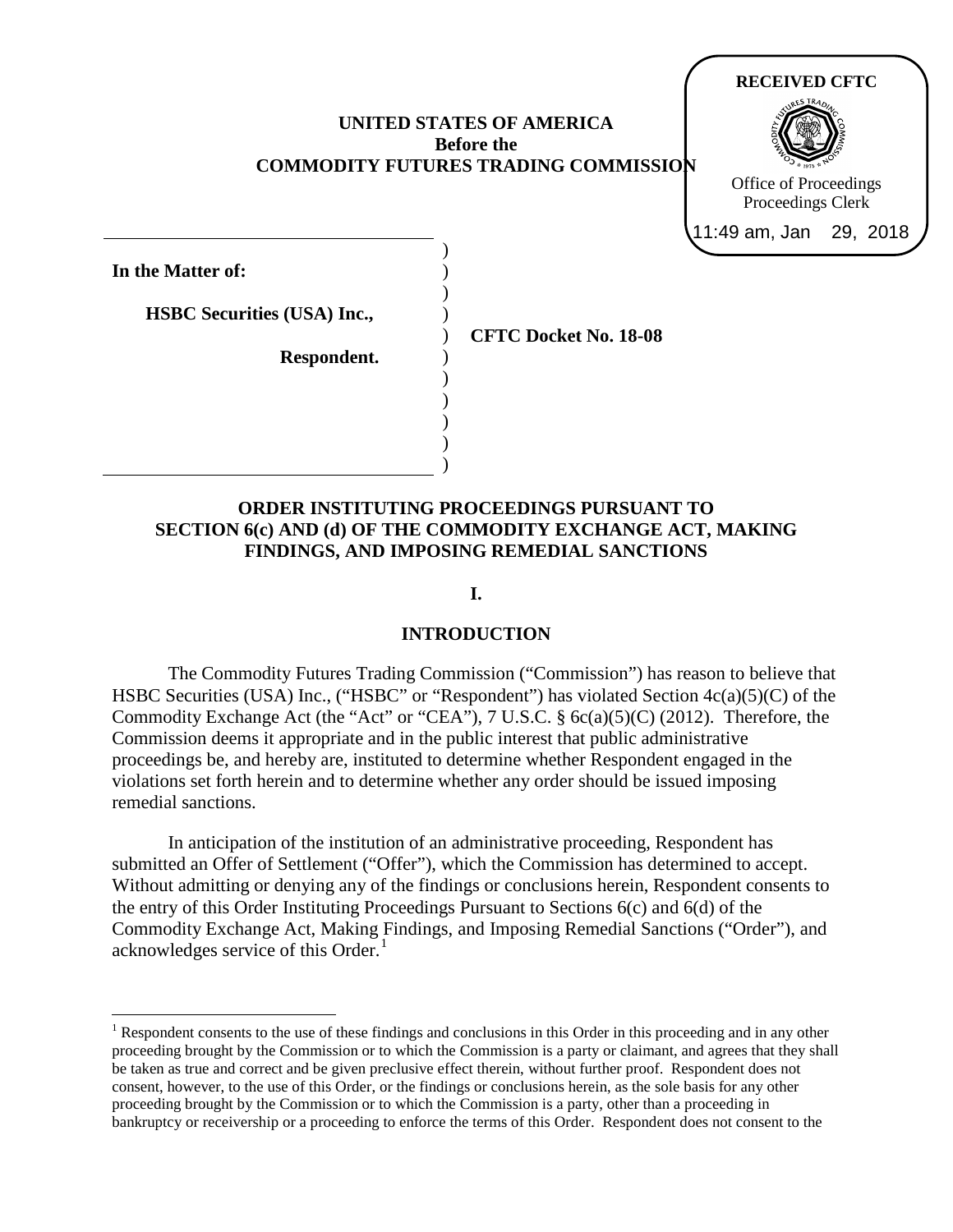RECEIVED CFTC

Office of Proceedings
Proceedings Clerk

11:49 am, Jan 29, 2018

**UNITED STATES OF AMERICA**
**Before the**
**COMMODITY FUTURES TRADING COMMISSION**

**In the Matter of:**

**HSBC Securities (USA) Inc.,**

**Respondent.**

**CFTC Docket No. 18-08**

## ORDER INSTITUTING PROCEEDINGS PURSUANT TO SECTION 6(c) AND (d) OF THE COMMODITY EXCHANGE ACT, MAKING FINDINGS, AND IMPOSING REMEDIAL SANCTIONS

## I.

## INTRODUCTION

The Commodity Futures Trading Commission ("Commission") has reason to believe that HSBC Securities (USA) Inc., ("HSBC" or "Respondent") has violated Section 4c(a)(5)(C) of the Commodity Exchange Act (the "Act" or "CEA"), 7 U.S.C. § 6c(a)(5)(C) (2012). Therefore, the Commission deems it appropriate and in the public interest that public administrative proceedings be, and hereby are, instituted to determine whether Respondent engaged in the violations set forth herein and to determine whether any order should be issued imposing remedial sanctions.

In anticipation of the institution of an administrative proceeding, Respondent has submitted an Offer of Settlement ("Offer"), which the Commission has determined to accept. Without admitting or denying any of the findings or conclusions herein, Respondent consents to the entry of this Order Instituting Proceedings Pursuant to Sections 6(c) and 6(d) of the Commodity Exchange Act, Making Findings, and Imposing Remedial Sanctions ("Order"), and acknowledges service of this Order.[1]

[1] Respondent consents to the use of these findings and conclusions in this Order in this proceeding and in any other proceeding brought by the Commission or to which the Commission is a party or claimant, and agrees that they shall be taken as true and correct and be given preclusive effect therein, without further proof. Respondent does not consent, however, to the use of this Order, or the findings or conclusions herein, as the sole basis for any other proceeding brought by the Commission or to which the Commission is a party, other than a proceeding in bankruptcy or receivership or a proceeding to enforce the terms of this Order. Respondent does not consent to the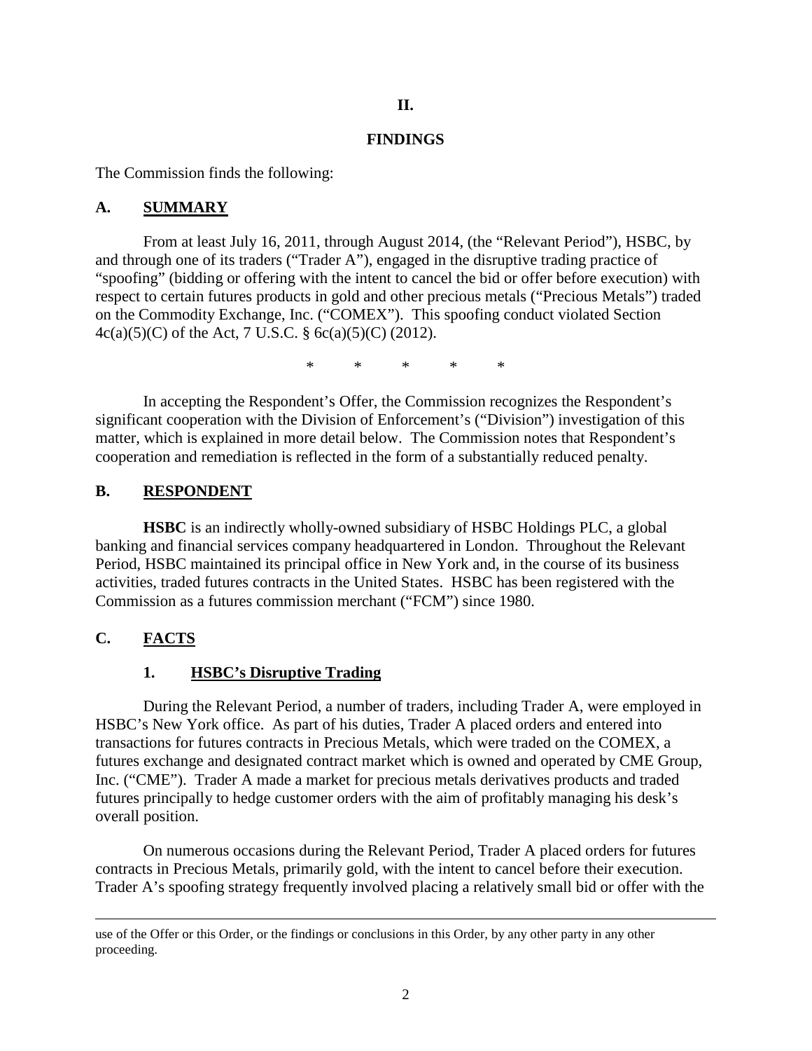## II.

## FINDINGS

The Commission finds the following:

### A. SUMMARY

From at least July 16, 2011, through August 2014, (the "Relevant Period"), HSBC, by and through one of its traders ("Trader A"), engaged in the disruptive trading practice of "spoofing" (bidding or offering with the intent to cancel the bid or offer before execution) with respect to certain futures products in gold and other precious metals ("Precious Metals") traded on the Commodity Exchange, Inc. ("COMEX"). This spoofing conduct violated Section 4c(a)(5)(C) of the Act, 7 U.S.C. § 6c(a)(5)(C) (2012).

\*     \*     \*     \*     \*

In accepting the Respondent's Offer, the Commission recognizes the Respondent's significant cooperation with the Division of Enforcement's ("Division") investigation of this matter, which is explained in more detail below. The Commission notes that Respondent's cooperation and remediation is reflected in the form of a substantially reduced penalty.

### B. RESPONDENT

**HSBC** is an indirectly wholly-owned subsidiary of HSBC Holdings PLC, a global banking and financial services company headquartered in London. Throughout the Relevant Period, HSBC maintained its principal office in New York and, in the course of its business activities, traded futures contracts in the United States. HSBC has been registered with the Commission as a futures commission merchant ("FCM") since 1980.

### C. FACTS

#### 1. HSBC's Disruptive Trading

During the Relevant Period, a number of traders, including Trader A, were employed in HSBC's New York office. As part of his duties, Trader A placed orders and entered into transactions for futures contracts in Precious Metals, which were traded on the COMEX, a futures exchange and designated contract market which is owned and operated by CME Group, Inc. ("CME"). Trader A made a market for precious metals derivatives products and traded futures principally to hedge customer orders with the aim of profitably managing his desk's overall position.

On numerous occasions during the Relevant Period, Trader A placed orders for futures contracts in Precious Metals, primarily gold, with the intent to cancel before their execution. Trader A's spoofing strategy frequently involved placing a relatively small bid or offer with the

---

use of the Offer or this Order, or the findings or conclusions in this Order, by any other party in any other proceeding.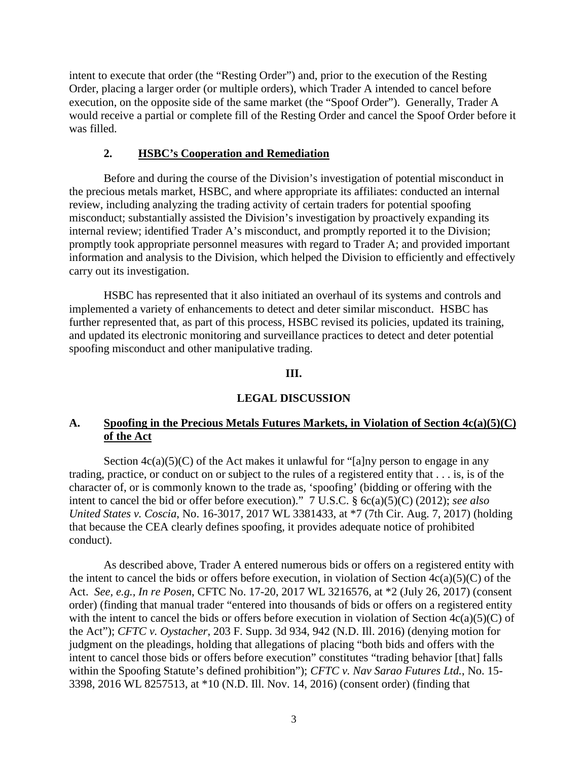intent to execute that order (the "Resting Order") and, prior to the execution of the Resting Order, placing a larger order (or multiple orders), which Trader A intended to cancel before execution, on the opposite side of the same market (the "Spoof Order"). Generally, Trader A would receive a partial or complete fill of the Resting Order and cancel the Spoof Order before it was filled.

### 2. HSBC's Cooperation and Remediation

Before and during the course of the Division's investigation of potential misconduct in the precious metals market, HSBC, and where appropriate its affiliates: conducted an internal review, including analyzing the trading activity of certain traders for potential spoofing misconduct; substantially assisted the Division's investigation by proactively expanding its internal review; identified Trader A's misconduct, and promptly reported it to the Division; promptly took appropriate personnel measures with regard to Trader A; and provided important information and analysis to the Division, which helped the Division to efficiently and effectively carry out its investigation.

HSBC has represented that it also initiated an overhaul of its systems and controls and implemented a variety of enhancements to detect and deter similar misconduct. HSBC has further represented that, as part of this process, HSBC revised its policies, updated its training, and updated its electronic monitoring and surveillance practices to detect and deter potential spoofing misconduct and other manipulative trading.

## III.

## LEGAL DISCUSSION

### A. Spoofing in the Precious Metals Futures Markets, in Violation of Section 4c(a)(5)(C) of the Act

Section 4c(a)(5)(C) of the Act makes it unlawful for "[a]ny person to engage in any trading, practice, or conduct on or subject to the rules of a registered entity that . . . is, is of the character of, or is commonly known to the trade as, 'spoofing' (bidding or offering with the intent to cancel the bid or offer before execution)." 7 U.S.C. § 6c(a)(5)(C) (2012); *see also United States v. Coscia*, No. 16-3017, 2017 WL 3381433, at *7 (7th Cir. Aug. 7, 2017) (holding that because the CEA clearly defines spoofing, it provides adequate notice of prohibited conduct).

As described above, Trader A entered numerous bids or offers on a registered entity with the intent to cancel the bids or offers before execution, in violation of Section 4c(a)(5)(C) of the Act. *See, e.g.*, *In re Posen*, CFTC No. 17-20, 2017 WL 3216576, at *2 (July 26, 2017) (consent order) (finding that manual trader "entered into thousands of bids or offers on a registered entity with the intent to cancel the bids or offers before execution in violation of Section 4c(a)(5)(C) of the Act"); *CFTC v. Oystacher*, 203 F. Supp. 3d 934, 942 (N.D. Ill. 2016) (denying motion for judgment on the pleadings, holding that allegations of placing "both bids and offers with the intent to cancel those bids or offers before execution" constitutes "trading behavior [that] falls within the Spoofing Statute's defined prohibition"); *CFTC v. Nav Sarao Futures Ltd.*, No. 15-3398, 2016 WL 8257513, at *10 (N.D. Ill. Nov. 14, 2016) (consent order) (finding that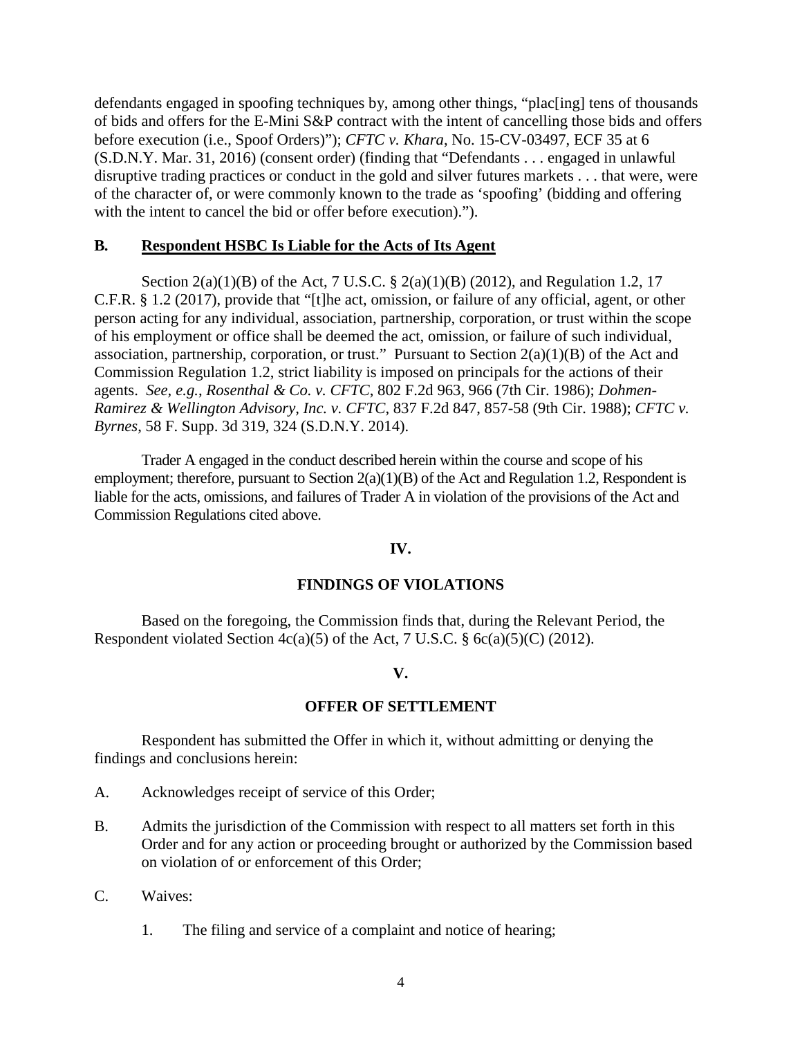defendants engaged in spoofing techniques by, among other things, "plac[ing] tens of thousands of bids and offers for the E-Mini S&P contract with the intent of cancelling those bids and offers before execution (i.e., Spoof Orders)"); *CFTC v. Khara*, No. 15-CV-03497, ECF 35 at 6 (S.D.N.Y. Mar. 31, 2016) (consent order) (finding that "Defendants . . . engaged in unlawful disruptive trading practices or conduct in the gold and silver futures markets . . . that were, were of the character of, or were commonly known to the trade as 'spoofing' (bidding and offering with the intent to cancel the bid or offer before execution).").

### B. Respondent HSBC Is Liable for the Acts of Its Agent

Section 2(a)(1)(B) of the Act, 7 U.S.C. § 2(a)(1)(B) (2012), and Regulation 1.2, 17 C.F.R. § 1.2 (2017), provide that "[t]he act, omission, or failure of any official, agent, or other person acting for any individual, association, partnership, corporation, or trust within the scope of his employment or office shall be deemed the act, omission, or failure of such individual, association, partnership, corporation, or trust." Pursuant to Section 2(a)(1)(B) of the Act and Commission Regulation 1.2, strict liability is imposed on principals for the actions of their agents. *See, e.g.*, *Rosenthal & Co. v. CFTC*, 802 F.2d 963, 966 (7th Cir. 1986); *Dohmen-Ramirez & Wellington Advisory, Inc. v. CFTC*, 837 F.2d 847, 857-58 (9th Cir. 1988); *CFTC v. Byrnes*, 58 F. Supp. 3d 319, 324 (S.D.N.Y. 2014).

Trader A engaged in the conduct described herein within the course and scope of his employment; therefore, pursuant to Section 2(a)(1)(B) of the Act and Regulation 1.2, Respondent is liable for the acts, omissions, and failures of Trader A in violation of the provisions of the Act and Commission Regulations cited above.

## IV.

## FINDINGS OF VIOLATIONS

Based on the foregoing, the Commission finds that, during the Relevant Period, the Respondent violated Section 4c(a)(5) of the Act, 7 U.S.C. § 6c(a)(5)(C) (2012).

## V.

## OFFER OF SETTLEMENT

Respondent has submitted the Offer in which it, without admitting or denying the findings and conclusions herein:

A. Acknowledges receipt of service of this Order;

B. Admits the jurisdiction of the Commission with respect to all matters set forth in this Order and for any action or proceeding brought or authorized by the Commission based on violation of or enforcement of this Order;

C. Waives:

   1. The filing and service of a complaint and notice of hearing;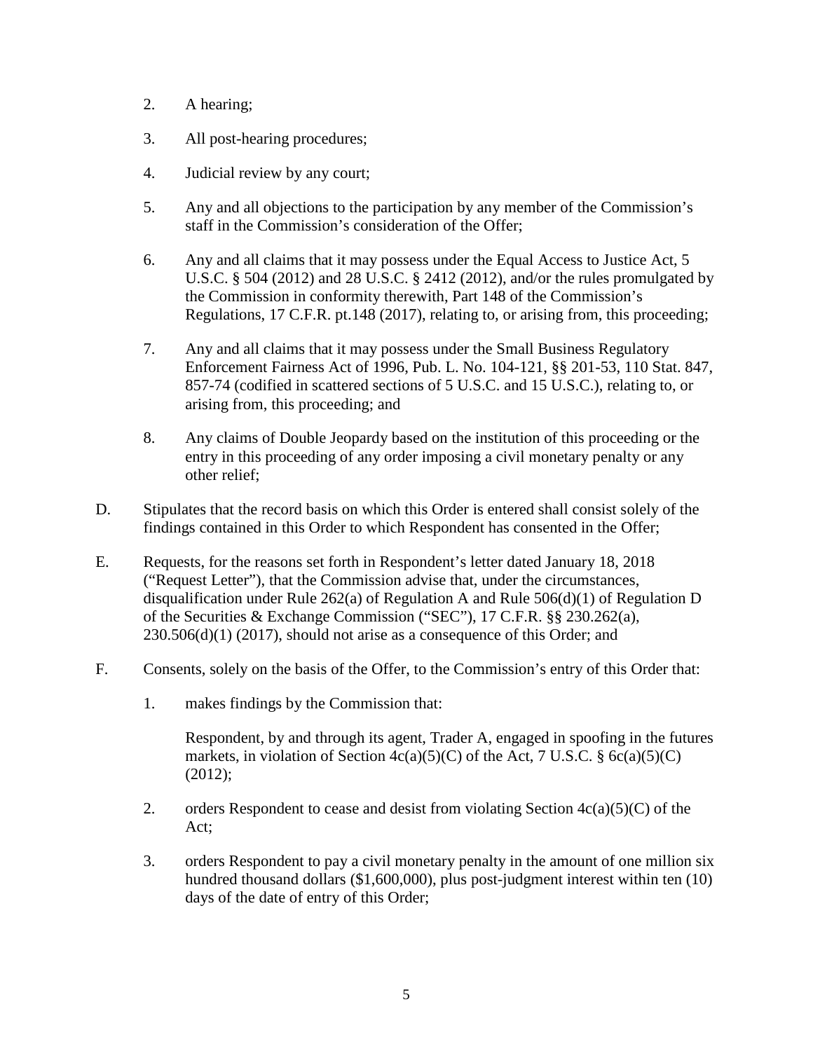2. A hearing;

3. All post-hearing procedures;

4. Judicial review by any court;

5. Any and all objections to the participation by any member of the Commission's staff in the Commission's consideration of the Offer;

6. Any and all claims that it may possess under the Equal Access to Justice Act, 5 U.S.C. § 504 (2012) and 28 U.S.C. § 2412 (2012), and/or the rules promulgated by the Commission in conformity therewith, Part 148 of the Commission's Regulations, 17 C.F.R. pt.148 (2017), relating to, or arising from, this proceeding;

7. Any and all claims that it may possess under the Small Business Regulatory Enforcement Fairness Act of 1996, Pub. L. No. 104-121, §§ 201-53, 110 Stat. 847, 857-74 (codified in scattered sections of 5 U.S.C. and 15 U.S.C.), relating to, or arising from, this proceeding; and

8. Any claims of Double Jeopardy based on the institution of this proceeding or the entry in this proceeding of any order imposing a civil monetary penalty or any other relief;

D. Stipulates that the record basis on which this Order is entered shall consist solely of the findings contained in this Order to which Respondent has consented in the Offer;

E. Requests, for the reasons set forth in Respondent's letter dated January 18, 2018 ("Request Letter"), that the Commission advise that, under the circumstances, disqualification under Rule 262(a) of Regulation A and Rule 506(d)(1) of Regulation D of the Securities & Exchange Commission ("SEC"), 17 C.F.R. §§ 230.262(a), 230.506(d)(1) (2017), should not arise as a consequence of this Order; and

F. Consents, solely on the basis of the Offer, to the Commission's entry of this Order that:

   1. makes findings by the Commission that:

      Respondent, by and through its agent, Trader A, engaged in spoofing in the futures markets, in violation of Section 4c(a)(5)(C) of the Act, 7 U.S.C. § 6c(a)(5)(C) (2012);

   2. orders Respondent to cease and desist from violating Section 4c(a)(5)(C) of the Act;

   3. orders Respondent to pay a civil monetary penalty in the amount of one million six hundred thousand dollars ($1,600,000), plus post-judgment interest within ten (10) days of the date of entry of this Order;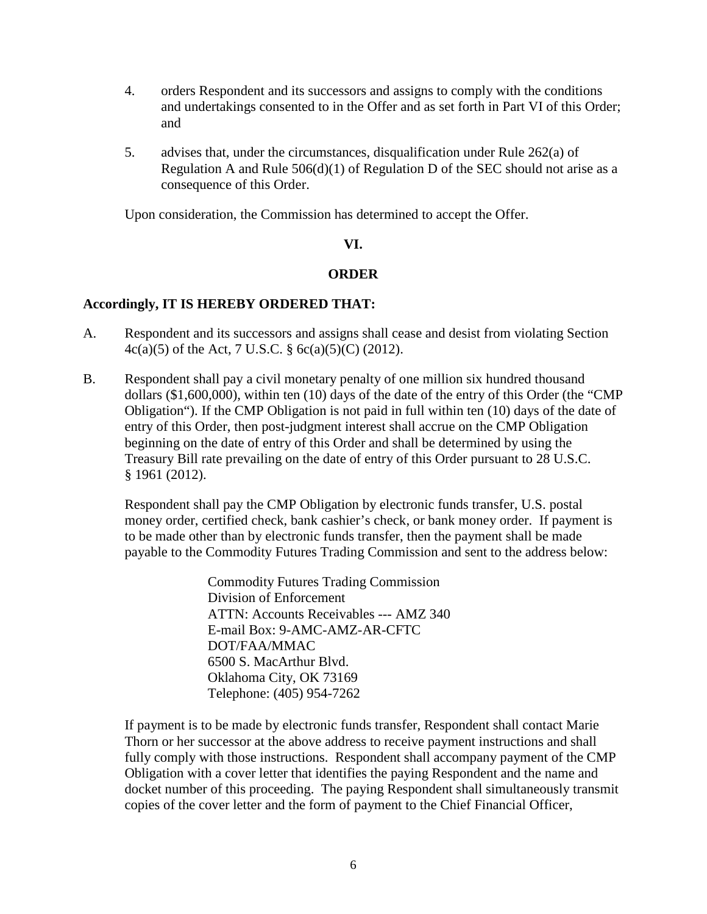4. orders Respondent and its successors and assigns to comply with the conditions and undertakings consented to in the Offer and as set forth in Part VI of this Order; and

5. advises that, under the circumstances, disqualification under Rule 262(a) of Regulation A and Rule 506(d)(1) of Regulation D of the SEC should not arise as a consequence of this Order.

Upon consideration, the Commission has determined to accept the Offer.

## VI.

## ORDER

**Accordingly, IT IS HEREBY ORDERED THAT:**

A. Respondent and its successors and assigns shall cease and desist from violating Section 4c(a)(5) of the Act, 7 U.S.C. § 6c(a)(5)(C) (2012).

B. Respondent shall pay a civil monetary penalty of one million six hundred thousand dollars ($1,600,000), within ten (10) days of the date of the entry of this Order (the "CMP Obligation"). If the CMP Obligation is not paid in full within ten (10) days of the date of entry of this Order, then post-judgment interest shall accrue on the CMP Obligation beginning on the date of entry of this Order and shall be determined by using the Treasury Bill rate prevailing on the date of entry of this Order pursuant to 28 U.S.C. § 1961 (2012).

   Respondent shall pay the CMP Obligation by electronic funds transfer, U.S. postal money order, certified check, bank cashier's check, or bank money order. If payment is to be made other than by electronic funds transfer, then the payment shall be made payable to the Commodity Futures Trading Commission and sent to the address below:

   > Commodity Futures Trading Commission
   > Division of Enforcement
   > ATTN: Accounts Receivables --- AMZ 340
   > E-mail Box: 9-AMC-AMZ-AR-CFTC
   > DOT/FAA/MMAC
   > 6500 S. MacArthur Blvd.
   > Oklahoma City, OK 73169
   > Telephone: (405) 954-7262

   If payment is to be made by electronic funds transfer, Respondent shall contact Marie Thorn or her successor at the above address to receive payment instructions and shall fully comply with those instructions. Respondent shall accompany payment of the CMP Obligation with a cover letter that identifies the paying Respondent and the name and docket number of this proceeding. The paying Respondent shall simultaneously transmit copies of the cover letter and the form of payment to the Chief Financial Officer,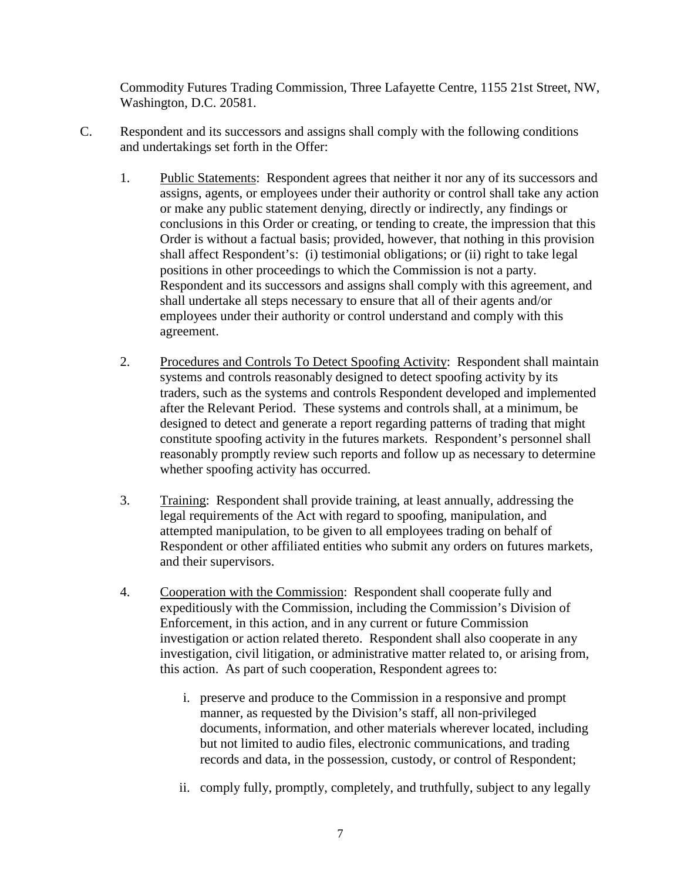Commodity Futures Trading Commission, Three Lafayette Centre, 1155 21st Street, NW, Washington, D.C. 20581.

C. Respondent and its successors and assigns shall comply with the following conditions and undertakings set forth in the Offer:

1. Public Statements: Respondent agrees that neither it nor any of its successors and assigns, agents, or employees under their authority or control shall take any action or make any public statement denying, directly or indirectly, any findings or conclusions in this Order or creating, or tending to create, the impression that this Order is without a factual basis; provided, however, that nothing in this provision shall affect Respondent's: (i) testimonial obligations; or (ii) right to take legal positions in other proceedings to which the Commission is not a party. Respondent and its successors and assigns shall comply with this agreement, and shall undertake all steps necessary to ensure that all of their agents and/or employees under their authority or control understand and comply with this agreement.

2. Procedures and Controls To Detect Spoofing Activity: Respondent shall maintain systems and controls reasonably designed to detect spoofing activity by its traders, such as the systems and controls Respondent developed and implemented after the Relevant Period. These systems and controls shall, at a minimum, be designed to detect and generate a report regarding patterns of trading that might constitute spoofing activity in the futures markets. Respondent's personnel shall reasonably promptly review such reports and follow up as necessary to determine whether spoofing activity has occurred.

3. Training: Respondent shall provide training, at least annually, addressing the legal requirements of the Act with regard to spoofing, manipulation, and attempted manipulation, to be given to all employees trading on behalf of Respondent or other affiliated entities who submit any orders on futures markets, and their supervisors.

4. Cooperation with the Commission: Respondent shall cooperate fully and expeditiously with the Commission, including the Commission's Division of Enforcement, in this action, and in any current or future Commission investigation or action related thereto. Respondent shall also cooperate in any investigation, civil litigation, or administrative matter related to, or arising from, this action. As part of such cooperation, Respondent agrees to:

   i. preserve and produce to the Commission in a responsive and prompt manner, as requested by the Division's staff, all non-privileged documents, information, and other materials wherever located, including but not limited to audio files, electronic communications, and trading records and data, in the possession, custody, or control of Respondent;

   ii. comply fully, promptly, completely, and truthfully, subject to any legally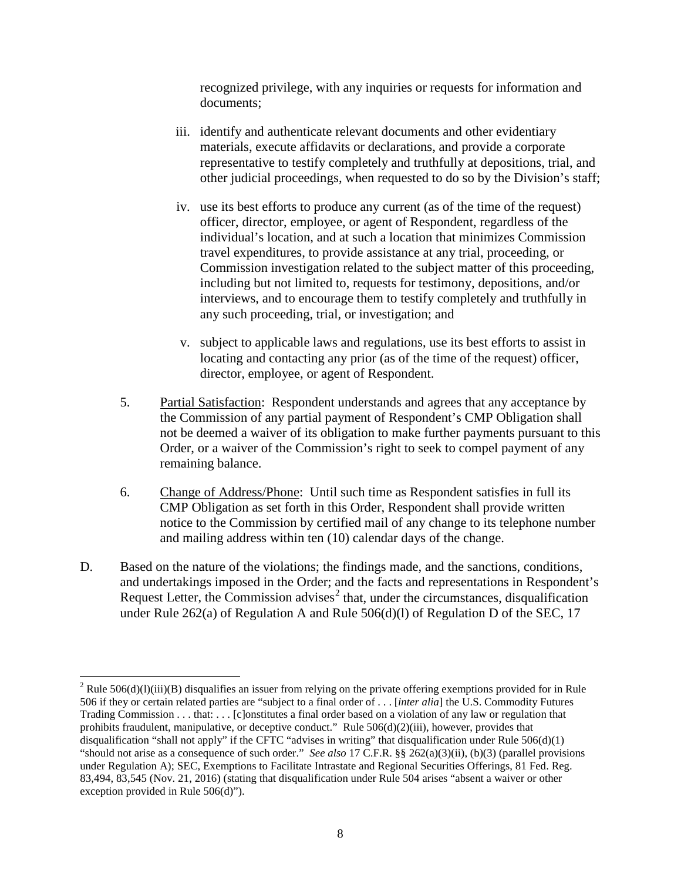recognized privilege, with any inquiries or requests for information and documents;

iii. identify and authenticate relevant documents and other evidentiary materials, execute affidavits or declarations, and provide a corporate representative to testify completely and truthfully at depositions, trial, and other judicial proceedings, when requested to do so by the Division's staff;

iv. use its best efforts to produce any current (as of the time of the request) officer, director, employee, or agent of Respondent, regardless of the individual's location, and at such a location that minimizes Commission travel expenditures, to provide assistance at any trial, proceeding, or Commission investigation related to the subject matter of this proceeding, including but not limited to, requests for testimony, depositions, and/or interviews, and to encourage them to testify completely and truthfully in any such proceeding, trial, or investigation; and

v. subject to applicable laws and regulations, use its best efforts to assist in locating and contacting any prior (as of the time of the request) officer, director, employee, or agent of Respondent.

5. Partial Satisfaction: Respondent understands and agrees that any acceptance by the Commission of any partial payment of Respondent's CMP Obligation shall not be deemed a waiver of its obligation to make further payments pursuant to this Order, or a waiver of the Commission's right to seek to compel payment of any remaining balance.

6. Change of Address/Phone: Until such time as Respondent satisfies in full its CMP Obligation as set forth in this Order, Respondent shall provide written notice to the Commission by certified mail of any change to its telephone number and mailing address within ten (10) calendar days of the change.

D. Based on the nature of the violations; the findings made, and the sanctions, conditions, and undertakings imposed in the Order; and the facts and representations in Respondent's Request Letter, the Commission advises[2] that, under the circumstances, disqualification under Rule 262(a) of Regulation A and Rule 506(d)(l) of Regulation D of the SEC, 17

[2] Rule 506(d)(l)(iii)(B) disqualifies an issuer from relying on the private offering exemptions provided for in Rule 506 if they or certain related parties are "subject to a final order of . . . [*inter alia*] the U.S. Commodity Futures Trading Commission . . . that: . . . [c]onstitutes a final order based on a violation of any law or regulation that prohibits fraudulent, manipulative, or deceptive conduct." Rule 506(d)(2)(iii), however, provides that disqualification "shall not apply" if the CFTC "advises in writing" that disqualification under Rule 506(d)(1) "should not arise as a consequence of such order." *See also* 17 C.F.R. §§ 262(a)(3)(ii), (b)(3) (parallel provisions under Regulation A); SEC, Exemptions to Facilitate Intrastate and Regional Securities Offerings, 81 Fed. Reg. 83,494, 83,545 (Nov. 21, 2016) (stating that disqualification under Rule 504 arises "absent a waiver or other exception provided in Rule 506(d)").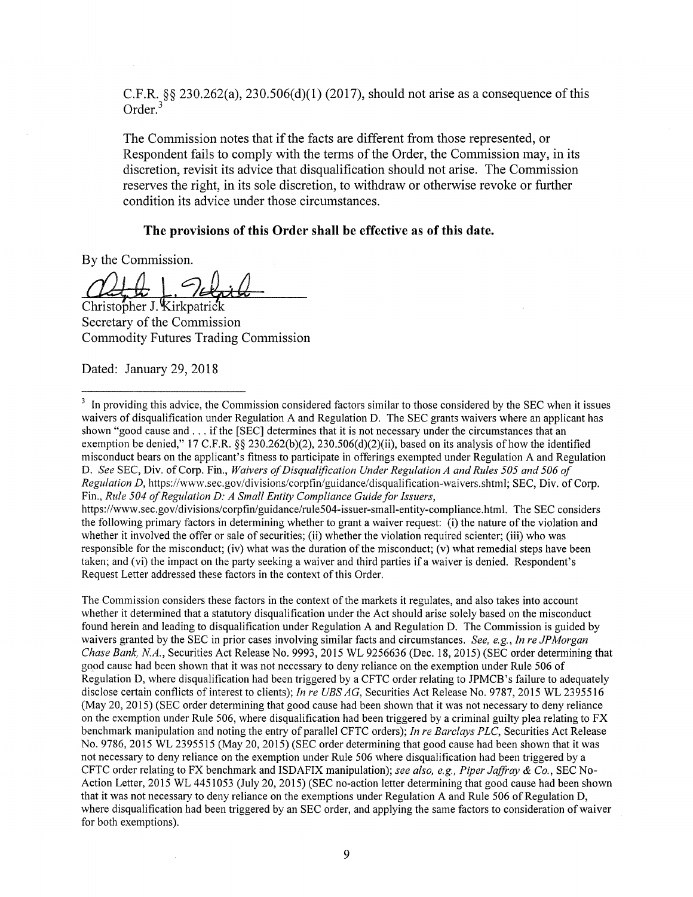C.F.R. §§ 230.262(a), 230.506(d)(1) (2017), should not arise as a consequence of this Order.[3]

The Commission notes that if the facts are different from those represented, or Respondent fails to comply with the terms of the Order, the Commission may, in its discretion, revisit its advice that disqualification should not arise. The Commission reserves the right, in its sole discretion, to withdraw or otherwise revoke or further condition its advice under those circumstances.

**The provisions of this Order shall be effective as of this date.**

By the Commission.

Christopher J. Kirkpatrick
Secretary of the Commission
Commodity Futures Trading Commission

Dated: January 29, 2018

---

[3] In providing this advice, the Commission considered factors similar to those considered by the SEC when it issues waivers of disqualification under Regulation A and Regulation D. The SEC grants waivers where an applicant has shown "good cause and . . . if the [SEC] determines that it is not necessary under the circumstances that an exemption be denied," 17 C.F.R. §§ 230.262(b)(2), 230.506(d)(2)(ii), based on its analysis of how the identified misconduct bears on the applicant's fitness to participate in offerings exempted under Regulation A and Regulation D. *See* SEC, Div. of Corp. Fin., *Waivers of Disqualification Under Regulation A and Rules 505 and 506 of Regulation D*, https://www.sec.gov/divisions/corpfin/guidance/disqualification-waivers.shtml; SEC, Div. of Corp. Fin., *Rule 504 of Regulation D: A Small Entity Compliance Guide for Issuers*, https://www.sec.gov/divisions/corpfin/guidance/rule504-issuer-small-entity-compliance.html. The SEC considers the following primary factors in determining whether to grant a waiver request: (i) the nature of the violation and whether it involved the offer or sale of securities; (ii) whether the violation required scienter; (iii) who was responsible for the misconduct; (iv) what was the duration of the misconduct; (v) what remedial steps have been taken; and (vi) the impact on the party seeking a waiver and third parties if a waiver is denied. Respondent's Request Letter addressed these factors in the context of this Order.

The Commission considers these factors in the context of the markets it regulates, and also takes into account whether it determined that a statutory disqualification under the Act should arise solely based on the misconduct found herein and leading to disqualification under Regulation A and Regulation D. The Commission is guided by waivers granted by the SEC in prior cases involving similar facts and circumstances. *See, e.g.*, *In re JPMorgan Chase Bank, N.A.*, Securities Act Release No. 9993, 2015 WL 9256636 (Dec. 18, 2015) (SEC order determining that good cause had been shown that it was not necessary to deny reliance on the exemption under Rule 506 of Regulation D, where disqualification had been triggered by a CFTC order relating to JPMCB's failure to adequately disclose certain conflicts of interest to clients); *In re UBS AG*, Securities Act Release No. 9787, 2015 WL 2395516 (May 20, 2015) (SEC order determining that good cause had been shown that it was not necessary to deny reliance on the exemption under Rule 506, where disqualification had been triggered by a criminal guilty plea relating to FX benchmark manipulation and noting the entry of parallel CFTC orders); *In re Barclays PLC*, Securities Act Release No. 9786, 2015 WL 2395515 (May 20, 2015) (SEC order determining that good cause had been shown that it was not necessary to deny reliance on the exemption under Rule 506 where disqualification had been triggered by a CFTC order relating to FX benchmark and ISDAFIX manipulation); *see also, e.g.*, *Piper Jaffray & Co.*, SEC No-Action Letter, 2015 WL 4451053 (July 20, 2015) (SEC no-action letter determining that good cause had been shown that it was not necessary to deny reliance on the exemptions under Regulation A and Rule 506 of Regulation D, where disqualification had been triggered by an SEC order, and applying the same factors to consideration of waiver for both exemptions).